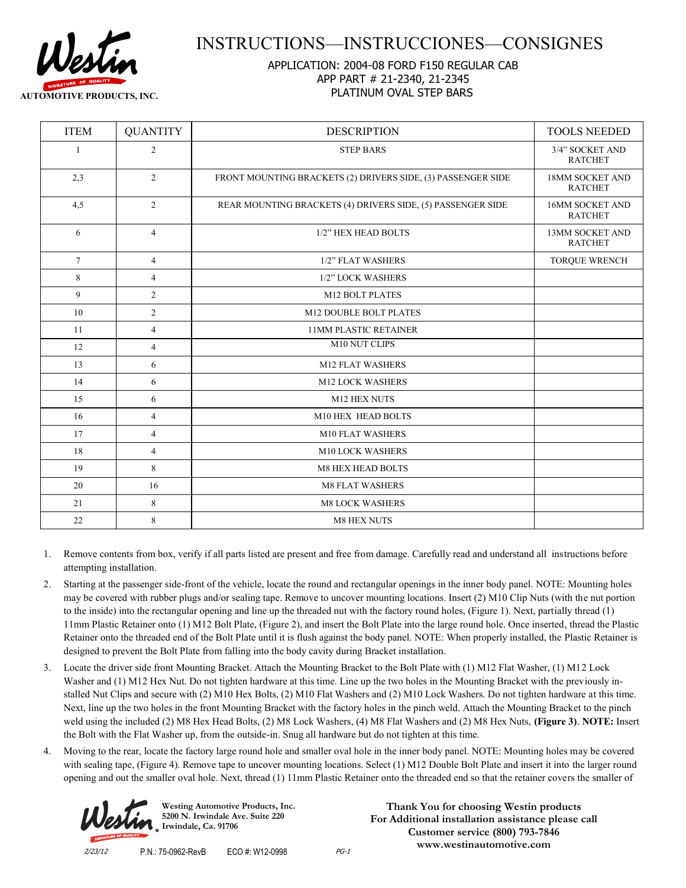# INSTRUCTIONS—INSTRUCCIONES—CONSIGNES

Westin AUTOMOTIVE PRODUCTS, INC.

APPLICATION: 2004-08 FORD F150 REGULAR CAB
APP PART # 21-2340, 21-2345
PLATINUM OVAL STEP BARS

| ITEM | QUANTITY | DESCRIPTION | TOOLS NEEDED |
|---|---|---|---|
| 1 | 2 | STEP BARS | 3/4" SOCKET AND RATCHET |
| 2,3 | 2 | FRONT MOUNTING BRACKETS (2) DRIVERS SIDE, (3) PASSENGER SIDE | 18MM SOCKET AND RATCHET |
| 4,5 | 2 | REAR MOUNTING BRACKETS (4) DRIVERS SIDE, (5) PASSENGER SIDE | 16MM SOCKET AND RATCHET |
| 6 | 4 | 1/2" HEX HEAD BOLTS | 13MM SOCKET AND RATCHET |
| 7 | 4 | 1/2" FLAT WASHERS | TORQUE WRENCH |
| 8 | 4 | 1/2" LOCK WASHERS | |
| 9 | 2 | M12 BOLT PLATES | |
| 10 | 2 | M12 DOUBLE BOLT PLATES | |
| 11 | 4 | 11MM PLASTIC RETAINER | |
| 12 | 4 | M10 NUT CLIPS | |
| 13 | 6 | M12 FLAT WASHERS | |
| 14 | 6 | M12 LOCK WASHERS | |
| 15 | 6 | M12 HEX NUTS | |
| 16 | 4 | M10 HEX HEAD BOLTS | |
| 17 | 4 | M10 FLAT WASHERS | |
| 18 | 4 | M10 LOCK WASHERS | |
| 19 | 8 | M8 HEX HEAD BOLTS | |
| 20 | 16 | M8 FLAT WASHERS | |
| 21 | 8 | M8 LOCK WASHERS | |
| 22 | 8 | M8 HEX NUTS | |

1. Remove contents from box, verify if all parts listed are present and free from damage. Carefully read and understand all instructions before attempting installation.
2. Starting at the passenger side-front of the vehicle, locate the round and rectangular openings in the inner body panel. NOTE: Mounting holes may be covered with rubber plugs and/or sealing tape. Remove to uncover mounting locations. Insert (2) M10 Clip Nuts (with the nut portion to the inside) into the rectangular opening and line up the threaded nut with the factory round holes, (Figure 1). Next, partially thread (1) 11mm Plastic Retainer onto (1) M12 Bolt Plate, (Figure 2), and insert the Bolt Plate into the large round hole. Once inserted, thread the Plastic Retainer onto the threaded end of the Bolt Plate until it is flush against the body panel. NOTE: When properly installed, the Plastic Retainer is designed to prevent the Bolt Plate from falling into the body cavity during Bracket installation.
3. Locate the driver side front Mounting Bracket. Attach the Mounting Bracket to the Bolt Plate with (1) M12 Flat Washer, (1) M12 Lock Washer and (1) M12 Hex Nut. Do not tighten hardware at this time. Line up the two holes in the Mounting Bracket with the previously installed Nut Clips and secure with (2) M10 Hex Bolts, (2) M10 Flat Washers and (2) M10 Lock Washers. Do not tighten hardware at this time. Next, line up the two holes in the front Mounting Bracket with the factory holes in the pinch weld. Attach the Mounting Bracket to the pinch weld using the included (2) M8 Hex Head Bolts, (2) M8 Lock Washers, (4) M8 Flat Washers and (2) M8 Hex Nuts, **(Figure 3)**. **NOTE:** Insert the Bolt with the Flat Washer up, from the outside-in. Snug all hardware but do not tighten at this time.
4. Moving to the rear, locate the factory large round hole and smaller oval hole in the inner body panel. NOTE: Mounting holes may be covered with sealing tape, (Figure 4). Remove tape to uncover mounting locations. Select (1) M12 Double Bolt Plate and insert it into the larger round opening and out the smaller oval hole. Next, thread (1) 11mm Plastic Retainer onto the threaded end so that the retainer covers the smaller of

**Westing Automotive Products, Inc.**
**5200 N. Irwindale Ave. Suite 220**
**Irwindale, Ca. 91706**

**Thank You for choosing Westin products**
**For Additional installation assistance please call**
**Customer service (800) 793-7846**
**www.westinautomotive.com**

2/23/12 P.N.: 75-0962-RevB ECO #: W12-0998 PG-1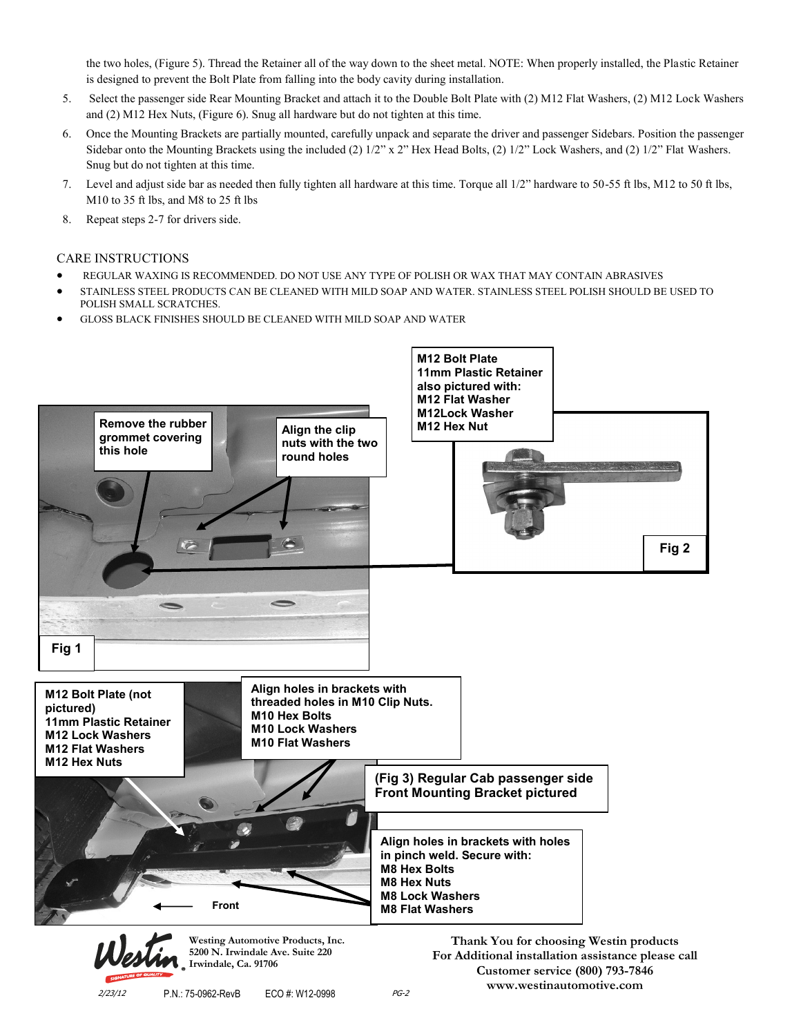the two holes, (Figure 5). Thread the Retainer all of the way down to the sheet metal. NOTE: When properly installed, the Plastic Retainer is designed to prevent the Bolt Plate from falling into the body cavity during installation.

5. Select the passenger side Rear Mounting Bracket and attach it to the Double Bolt Plate with (2) M12 Flat Washers, (2) M12 Lock Washers and (2) M12 Hex Nuts, (Figure 6). Snug all hardware but do not tighten at this time.
6. Once the Mounting Brackets are partially mounted, carefully unpack and separate the driver and passenger Sidebars. Position the passenger Sidebar onto the Mounting Brackets using the included (2) 1/2" x 2" Hex Head Bolts, (2) 1/2" Lock Washers, and (2) 1/2" Flat Washers. Snug but do not tighten at this time.
7. Level and adjust side bar as needed then fully tighten all hardware at this time. Torque all 1/2" hardware to 50-55 ft lbs, M12 to 50 ft lbs, M10 to 35 ft lbs, and M8 to 25 ft lbs
8. Repeat steps 2-7 for drivers side.

## CARE INSTRUCTIONS

- REGULAR WAXING IS RECOMMENDED. DO NOT USE ANY TYPE OF POLISH OR WAX THAT MAY CONTAIN ABRASIVES
- STAINLESS STEEL PRODUCTS CAN BE CLEANED WITH MILD SOAP AND WATER. STAINLESS STEEL POLISH SHOULD BE USED TO POLISH SMALL SCRATCHES.
- GLOSS BLACK FINISHES SHOULD BE CLEANED WITH MILD SOAP AND WATER

**Remove the rubber grommet covering this hole**

**Align the clip nuts with the two round holes**

**Fig 1**

**M12 Bolt Plate**
**11mm Plastic Retainer**
**also pictured with:**
**M12 Flat Washer**
**M12Lock Washer**
**M12 Hex Nut**

**Fig 2**

**M12 Bolt Plate (not pictured)**
**11mm Plastic Retainer**
**M12 Lock Washers**
**M12 Flat Washers**
**M12 Hex Nuts**

**Align holes in brackets with threaded holes in M10 Clip Nuts.**
**M10 Hex Bolts**
**M10 Lock Washers**
**M10 Flat Washers**

**(Fig 3) Regular Cab passenger side Front Mounting Bracket pictured**

**Align holes in brackets with holes in pinch weld. Secure with:**
**M8 Hex Bolts**
**M8 Hex Nuts**
**M8 Lock Washers**
**M8 Flat Washers**

**Front**

**Westing Automotive Products, Inc.**
**5200 N. Irwindale Ave. Suite 220**
**Irwindale, Ca. 91706**

**Thank You for choosing Westin products**
**For Additional installation assistance please call**
**Customer service (800) 793-7846**
**www.westinautomotive.com**

2/23/12 P.N.: 75-0962-RevB ECO #: W12-0998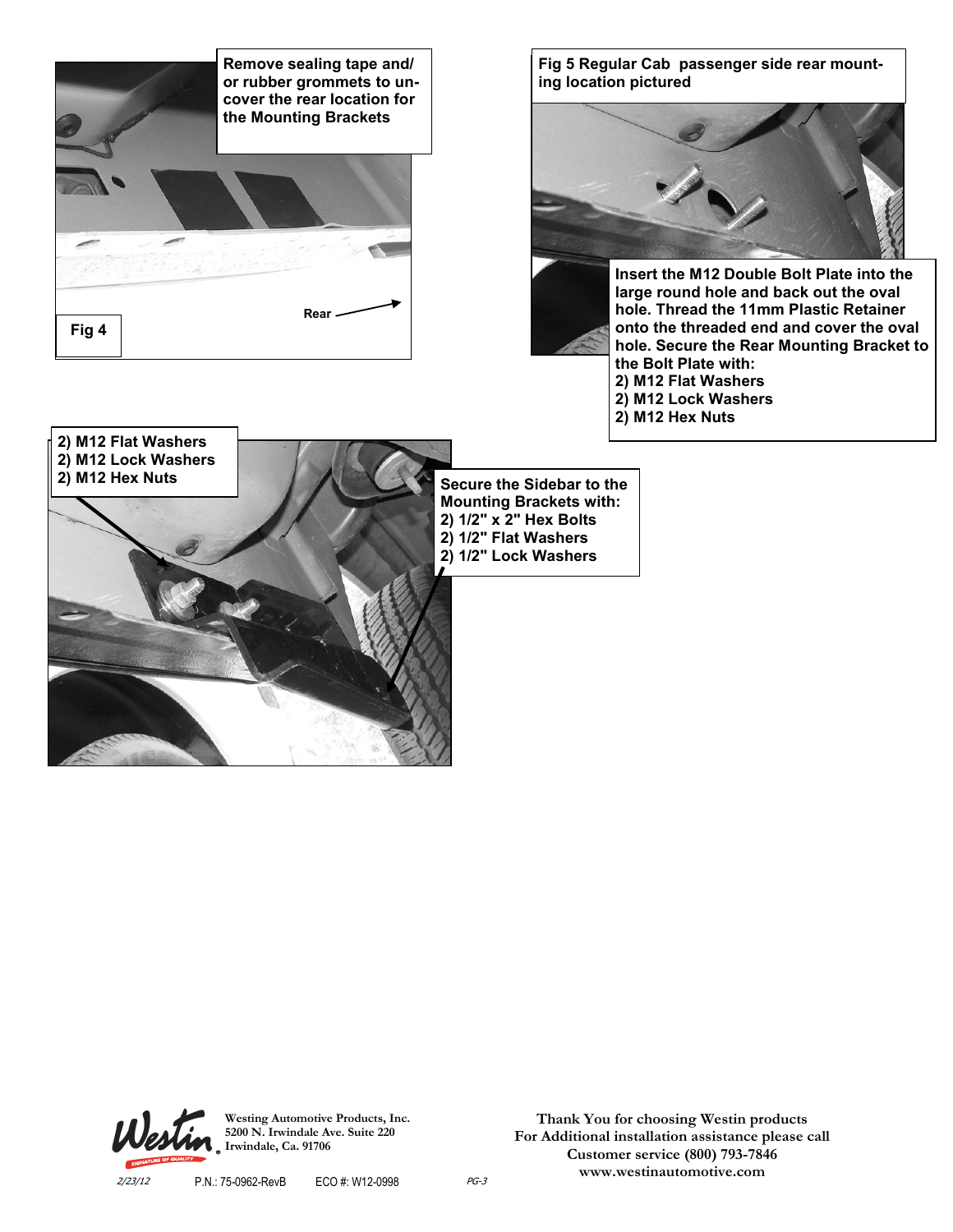Remove sealing tape and/or rubber grommets to uncover the rear location for the Mounting Brackets

Rear

Fig 4

Fig 5 Regular Cab passenger side rear mounting location pictured

Insert the M12 Double Bolt Plate into the large round hole and back out the oval hole. Thread the 11mm Plastic Retainer onto the threaded end and cover the oval hole. Secure the Rear Mounting Bracket to the Bolt Plate with:

2) M12 Flat Washers
2) M12 Lock Washers
2) M12 Hex Nuts

2) M12 Flat Washers
2) M12 Lock Washers
2) M12 Hex Nuts

Secure the Sidebar to the Mounting Brackets with:

2) 1/2" x 2" Hex Bolts
2) 1/2" Flat Washers
2) 1/2" Lock Washers

Westing Automotive Products, Inc.
5200 N. Irwindale Ave. Suite 220
Irwindale, Ca. 91706

Thank You for choosing Westin products
For Additional installation assistance please call
Customer service (800) 793-7846
www.westinautomotive.com

2/23/12 P.N.: 75-0962-RevB ECO #: W12-0998